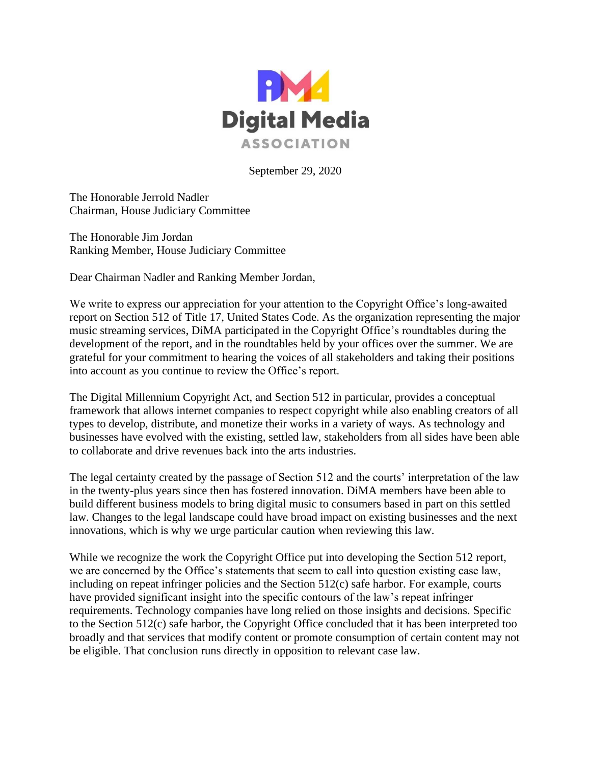**Digital Media ASSOCIATION**

September 29, 2020

The Honorable Jerrold Nadler
Chairman, House Judiciary Committee

The Honorable Jim Jordan
Ranking Member, House Judiciary Committee

Dear Chairman Nadler and Ranking Member Jordan,

We write to express our appreciation for your attention to the Copyright Office's long-awaited report on Section 512 of Title 17, United States Code. As the organization representing the major music streaming services, DiMA participated in the Copyright Office's roundtables during the development of the report, and in the roundtables held by your offices over the summer. We are grateful for your commitment to hearing the voices of all stakeholders and taking their positions into account as you continue to review the Office's report.

The Digital Millennium Copyright Act, and Section 512 in particular, provides a conceptual framework that allows internet companies to respect copyright while also enabling creators of all types to develop, distribute, and monetize their works in a variety of ways. As technology and businesses have evolved with the existing, settled law, stakeholders from all sides have been able to collaborate and drive revenues back into the arts industries.

The legal certainty created by the passage of Section 512 and the courts' interpretation of the law in the twenty-plus years since then has fostered innovation. DiMA members have been able to build different business models to bring digital music to consumers based in part on this settled law. Changes to the legal landscape could have broad impact on existing businesses and the next innovations, which is why we urge particular caution when reviewing this law.

While we recognize the work the Copyright Office put into developing the Section 512 report, we are concerned by the Office's statements that seem to call into question existing case law, including on repeat infringer policies and the Section 512(c) safe harbor. For example, courts have provided significant insight into the specific contours of the law's repeat infringer requirements. Technology companies have long relied on those insights and decisions. Specific to the Section 512(c) safe harbor, the Copyright Office concluded that it has been interpreted too broadly and that services that modify content or promote consumption of certain content may not be eligible. That conclusion runs directly in opposition to relevant case law.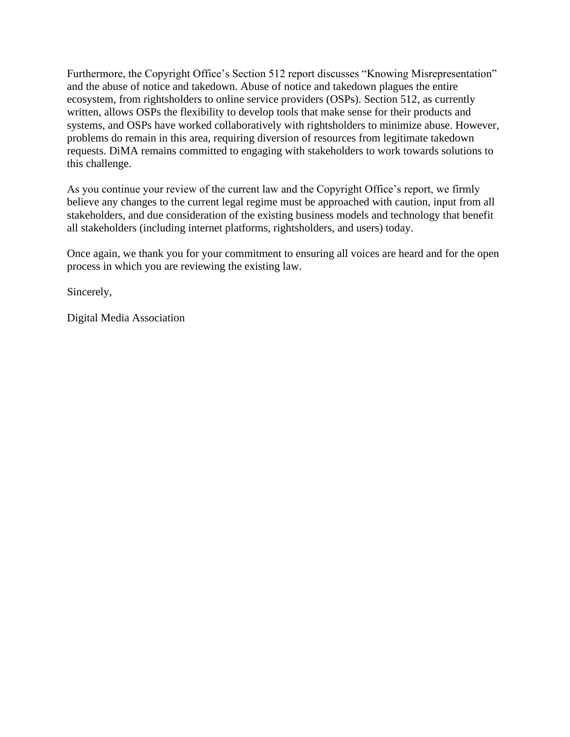Furthermore, the Copyright Office's Section 512 report discusses "Knowing Misrepresentation" and the abuse of notice and takedown. Abuse of notice and takedown plagues the entire ecosystem, from rightsholders to online service providers (OSPs). Section 512, as currently written, allows OSPs the flexibility to develop tools that make sense for their products and systems, and OSPs have worked collaboratively with rightsholders to minimize abuse. However, problems do remain in this area, requiring diversion of resources from legitimate takedown requests. DiMA remains committed to engaging with stakeholders to work towards solutions to this challenge.

As you continue your review of the current law and the Copyright Office's report, we firmly believe any changes to the current legal regime must be approached with caution, input from all stakeholders, and due consideration of the existing business models and technology that benefit all stakeholders (including internet platforms, rightsholders, and users) today.

Once again, we thank you for your commitment to ensuring all voices are heard and for the open process in which you are reviewing the existing law.

Sincerely,

Digital Media Association